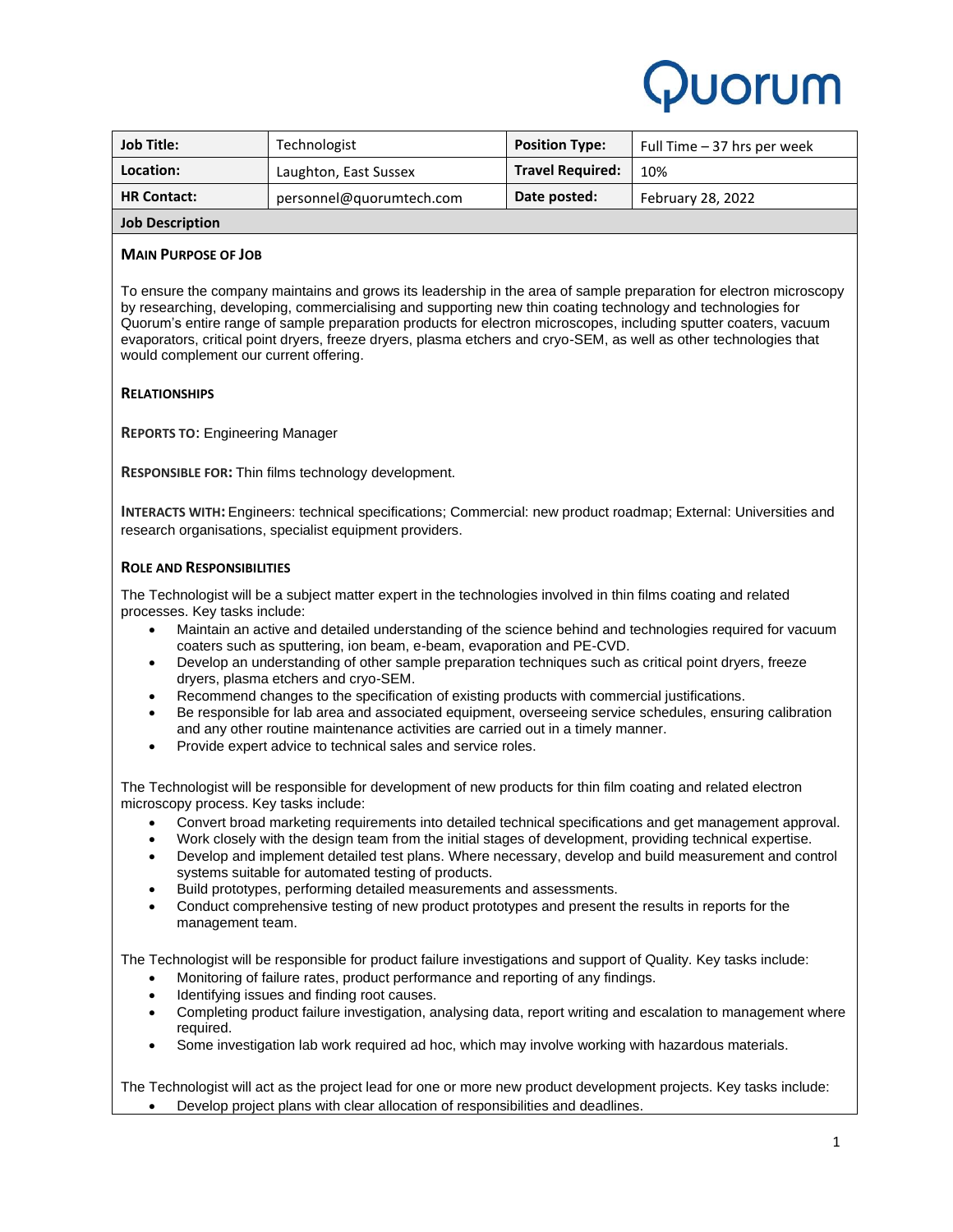Quorum

| **Job Title:** | Technologist | **Position Type:** | Full Time – 37 hrs per week |
|---|---|---|---|
| **Location:** | Laughton, East Sussex | **Travel Required:** | 10% |
| **HR Contact:** | personnel@quorumtech.com | **Date posted:** | February 28, 2022 |

**Job Description**

**MAIN PURPOSE OF JOB**

To ensure the company maintains and grows its leadership in the area of sample preparation for electron microscopy by researching, developing, commercialising and supporting new thin coating technology and technologies for Quorum's entire range of sample preparation products for electron microscopes, including sputter coaters, vacuum evaporators, critical point dryers, freeze dryers, plasma etchers and cryo-SEM, as well as other technologies that would complement our current offering.

**RELATIONSHIPS**

**REPORTS TO:** Engineering Manager

**RESPONSIBLE FOR:** Thin films technology development.

**INTERACTS WITH:** Engineers: technical specifications; Commercial: new product roadmap; External: Universities and research organisations, specialist equipment providers.

**ROLE AND RESPONSIBILITIES**

The Technologist will be a subject matter expert in the technologies involved in thin films coating and related processes. Key tasks include:

- Maintain an active and detailed understanding of the science behind and technologies required for vacuum coaters such as sputtering, ion beam, e-beam, evaporation and PE-CVD.
- Develop an understanding of other sample preparation techniques such as critical point dryers, freeze dryers, plasma etchers and cryo-SEM.
- Recommend changes to the specification of existing products with commercial justifications.
- Be responsible for lab area and associated equipment, overseeing service schedules, ensuring calibration and any other routine maintenance activities are carried out in a timely manner.
- Provide expert advice to technical sales and service roles.

The Technologist will be responsible for development of new products for thin film coating and related electron microscopy process. Key tasks include:

- Convert broad marketing requirements into detailed technical specifications and get management approval.
- Work closely with the design team from the initial stages of development, providing technical expertise.
- Develop and implement detailed test plans. Where necessary, develop and build measurement and control systems suitable for automated testing of products.
- Build prototypes, performing detailed measurements and assessments.
- Conduct comprehensive testing of new product prototypes and present the results in reports for the management team.

The Technologist will be responsible for product failure investigations and support of Quality. Key tasks include:

- Monitoring of failure rates, product performance and reporting of any findings.
- Identifying issues and finding root causes.
- Completing product failure investigation, analysing data, report writing and escalation to management where required.
- Some investigation lab work required ad hoc, which may involve working with hazardous materials.

The Technologist will act as the project lead for one or more new product development projects. Key tasks include:

- Develop project plans with clear allocation of responsibilities and deadlines.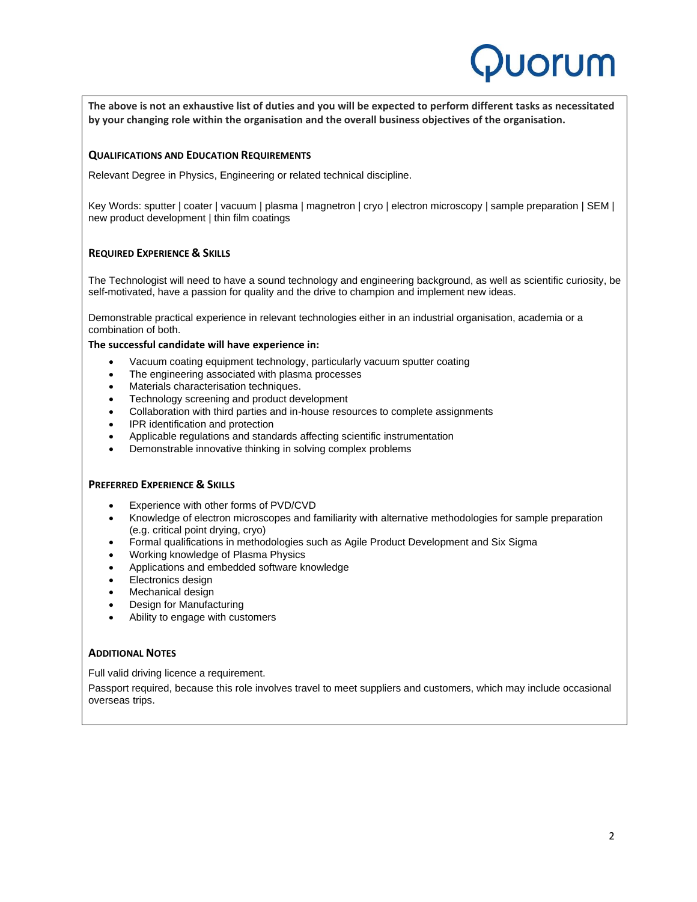**The above is not an exhaustive list of duties and you will be expected to perform different tasks as necessitated by your changing role within the organisation and the overall business objectives of the organisation.**

## Qualifications and Education Requirements

Relevant Degree in Physics, Engineering or related technical discipline.

Key Words: sputter | coater | vacuum | plasma | magnetron | cryo | electron microscopy | sample preparation | SEM | new product development | thin film coatings

## Required Experience & Skills

The Technologist will need to have a sound technology and engineering background, as well as scientific curiosity, be self-motivated, have a passion for quality and the drive to champion and implement new ideas.

Demonstrable practical experience in relevant technologies either in an industrial organisation, academia or a combination of both.

**The successful candidate will have experience in:**

- Vacuum coating equipment technology, particularly vacuum sputter coating
- The engineering associated with plasma processes
- Materials characterisation techniques.
- Technology screening and product development
- Collaboration with third parties and in-house resources to complete assignments
- IPR identification and protection
- Applicable regulations and standards affecting scientific instrumentation
- Demonstrable innovative thinking in solving complex problems

## Preferred Experience & Skills

- Experience with other forms of PVD/CVD
- Knowledge of electron microscopes and familiarity with alternative methodologies for sample preparation (e.g. critical point drying, cryo)
- Formal qualifications in methodologies such as Agile Product Development and Six Sigma
- Working knowledge of Plasma Physics
- Applications and embedded software knowledge
- Electronics design
- Mechanical design
- Design for Manufacturing
- Ability to engage with customers

## Additional Notes

Full valid driving licence a requirement.

Passport required, because this role involves travel to meet suppliers and customers, which may include occasional overseas trips.